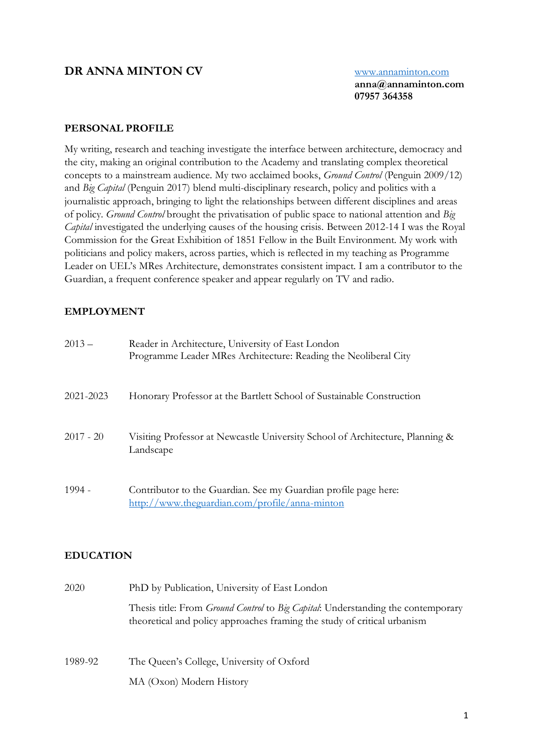# DR ANNA MINTON CV

[www.annaminton.com](http://www.annaminton.com)
**anna@annaminton.com**
**07957 364358**

## PERSONAL PROFILE

My writing, research and teaching investigate the interface between architecture, democracy and the city, making an original contribution to the Academy and translating complex theoretical concepts to a mainstream audience. My two acclaimed books, *Ground Control* (Penguin 2009/12) and *Big Capital* (Penguin 2017) blend multi-disciplinary research, policy and politics with a journalistic approach, bringing to light the relationships between different disciplines and areas of policy. *Ground Control* brought the privatisation of public space to national attention and *Big Capital* investigated the underlying causes of the housing crisis. Between 2012-14 I was the Royal Commission for the Great Exhibition of 1851 Fellow in the Built Environment. My work with politicians and policy makers, across parties, which is reflected in my teaching as Programme Leader on UEL's MRes Architecture, demonstrates consistent impact. I am a contributor to the Guardian, a frequent conference speaker and appear regularly on TV and radio.

## EMPLOYMENT

| | |
|---|---|
| 2013 – | Reader in Architecture, University of East London<br>Programme Leader MRes Architecture: Reading the Neoliberal City |
| 2021-2023 | Honorary Professor at the Bartlett School of Sustainable Construction |
| 2017 - 20 | Visiting Professor at Newcastle University School of Architecture, Planning & Landscape |
| 1994 - | Contributor to the Guardian. See my Guardian profile page here: [http://www.theguardian.com/profile/anna-minton](http://www.theguardian.com/profile/anna-minton) |

## EDUCATION

| | |
|---|---|
| 2020 | PhD by Publication, University of East London<br>Thesis title: From *Ground Control* to *Big Capital*: Understanding the contemporary theoretical and policy approaches framing the study of critical urbanism |
| 1989-92 | The Queen's College, University of Oxford<br>MA (Oxon) Modern History |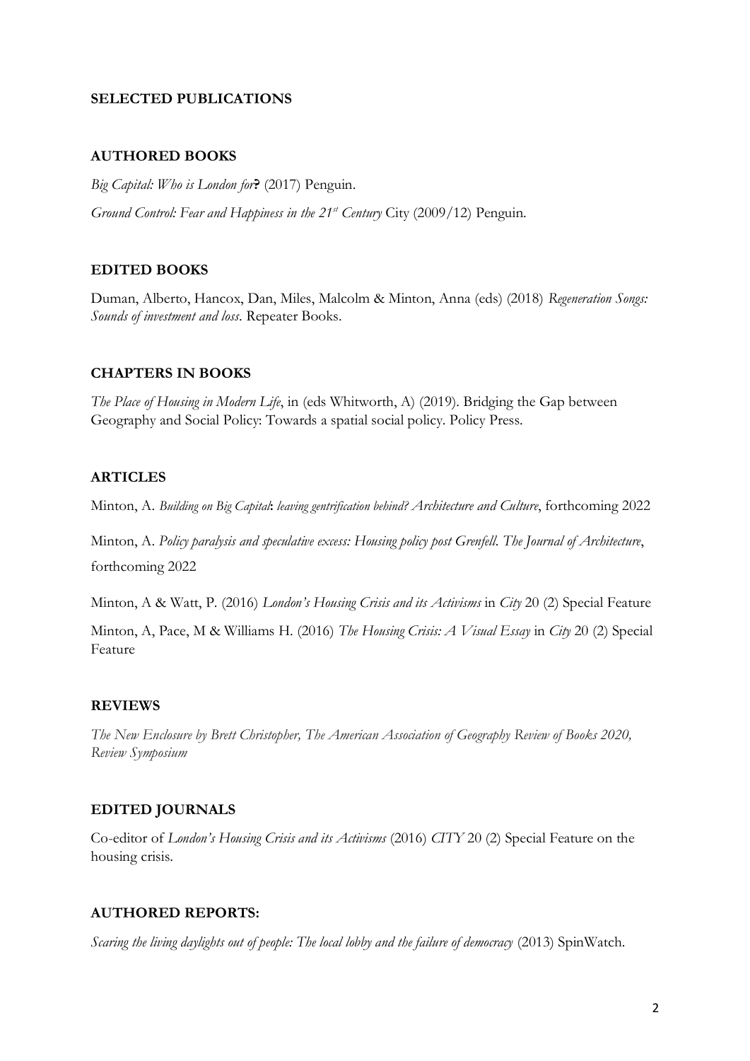## SELECTED PUBLICATIONS

### AUTHORED BOOKS

*Big Capital: Who is London for*? (2017) Penguin.

*Ground Control: Fear and Happiness in the 21st Century* City (2009/12) Penguin.

### EDITED BOOKS

Duman, Alberto, Hancox, Dan, Miles, Malcolm & Minton, Anna (eds) (2018) *Regeneration Songs: Sounds of investment and loss*. Repeater Books.

### CHAPTERS IN BOOKS

*The Place of Housing in Modern Life*, in (eds Whitworth, A) (2019). Bridging the Gap between Geography and Social Policy: Towards a spatial social policy. Policy Press.

### ARTICLES

Minton, A. *Building on Big Capital: leaving gentrification behind? Architecture and Culture*, forthcoming 2022

Minton, A. *Policy paralysis and speculative excess: Housing policy post Grenfell. The Journal of Architecture*, forthcoming 2022

Minton, A & Watt, P. (2016) *London's Housing Crisis and its Activisms* in *City* 20 (2) Special Feature

Minton, A, Pace, M & Williams H. (2016) *The Housing Crisis: A Visual Essay* in *City* 20 (2) Special Feature

### REVIEWS

*The New Enclosure by Brett Christopher, The American Association of Geography Review of Books 2020, Review Symposium*

### EDITED JOURNALS

Co-editor of *London's Housing Crisis and its Activisms* (2016) *CITY* 20 (2) Special Feature on the housing crisis.

### AUTHORED REPORTS:

*Scaring the living daylights out of people: The local lobby and the failure of democracy* (2013) SpinWatch.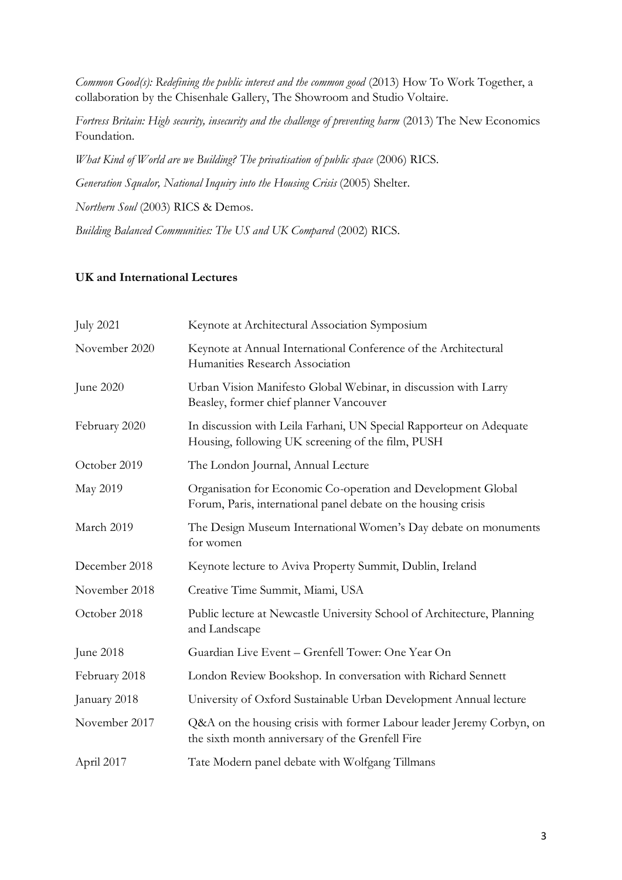*Common Good(s): Redefining the public interest and the common good* (2013) How To Work Together, a collaboration by the Chisenhale Gallery, The Showroom and Studio Voltaire.

*Fortress Britain: High security, insecurity and the challenge of preventing harm* (2013) The New Economics Foundation.

*What Kind of World are we Building? The privatisation of public space* (2006) RICS.

*Generation Squalor, National Inquiry into the Housing Crisis* (2005) Shelter.

*Northern Soul* (2003) RICS & Demos.

*Building Balanced Communities: The US and UK Compared* (2002) RICS.

**UK and International Lectures**

| | |
|---|---|
| July 2021 | Keynote at Architectural Association Symposium |
| November 2020 | Keynote at Annual International Conference of the Architectural Humanities Research Association |
| June 2020 | Urban Vision Manifesto Global Webinar, in discussion with Larry Beasley, former chief planner Vancouver |
| February 2020 | In discussion with Leila Farhani, UN Special Rapporteur on Adequate Housing, following UK screening of the film, PUSH |
| October 2019 | The London Journal, Annual Lecture |
| May 2019 | Organisation for Economic Co-operation and Development Global Forum, Paris, international panel debate on the housing crisis |
| March 2019 | The Design Museum International Women's Day debate on monuments for women |
| December 2018 | Keynote lecture to Aviva Property Summit, Dublin, Ireland |
| November 2018 | Creative Time Summit, Miami, USA |
| October 2018 | Public lecture at Newcastle University School of Architecture, Planning and Landscape |
| June 2018 | Guardian Live Event – Grenfell Tower: One Year On |
| February 2018 | London Review Bookshop. In conversation with Richard Sennett |
| January 2018 | University of Oxford Sustainable Urban Development Annual lecture |
| November 2017 | Q&A on the housing crisis with former Labour leader Jeremy Corbyn, on the sixth month anniversary of the Grenfell Fire |
| April 2017 | Tate Modern panel debate with Wolfgang Tillmans |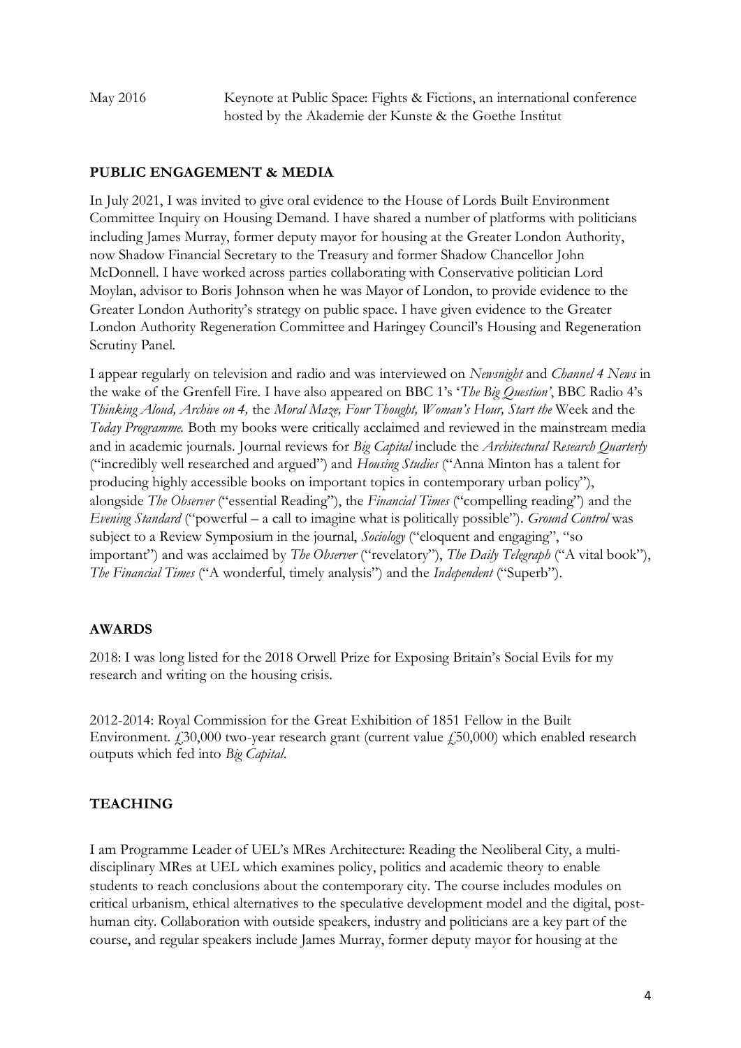May 2016 Keynote at Public Space: Fights & Fictions, an international conference hosted by the Akademie der Kunste & the Goethe Institut

## PUBLIC ENGAGEMENT & MEDIA

In July 2021, I was invited to give oral evidence to the House of Lords Built Environment Committee Inquiry on Housing Demand. I have shared a number of platforms with politicians including James Murray, former deputy mayor for housing at the Greater London Authority, now Shadow Financial Secretary to the Treasury and former Shadow Chancellor John McDonnell. I have worked across parties collaborating with Conservative politician Lord Moylan, advisor to Boris Johnson when he was Mayor of London, to provide evidence to the Greater London Authority's strategy on public space. I have given evidence to the Greater London Authority Regeneration Committee and Haringey Council's Housing and Regeneration Scrutiny Panel.

I appear regularly on television and radio and was interviewed on *Newsnight* and *Channel 4 News* in the wake of the Grenfell Fire. I have also appeared on BBC 1's '*The Big Question'*, BBC Radio 4's *Thinking Aloud, Archive on 4,* the *Moral Maze, Four Thought, Woman's Hour, Start the* Week and the *Today Programme.* Both my books were critically acclaimed and reviewed in the mainstream media and in academic journals. Journal reviews for *Big Capital* include the *Architectural Research Quarterly* ("incredibly well researched and argued") and *Housing Studies* ("Anna Minton has a talent for producing highly accessible books on important topics in contemporary urban policy"), alongside *The Observer* ("essential Reading"), the *Financial Times* ("compelling reading") and the *Evening Standard* ("powerful – a call to imagine what is politically possible"). *Ground Control* was subject to a Review Symposium in the journal, *Sociology* ("eloquent and engaging", "so important") and was acclaimed by *The Observer* ("revelatory"), *The Daily Telegraph* ("A vital book"), *The Financial Times* ("A wonderful, timely analysis") and the *Independent* ("Superb").

## AWARDS

2018: I was long listed for the 2018 Orwell Prize for Exposing Britain's Social Evils for my research and writing on the housing crisis.

2012-2014: Royal Commission for the Great Exhibition of 1851 Fellow in the Built Environment. £30,000 two-year research grant (current value £50,000) which enabled research outputs which fed into *Big Capital*.

## TEACHING

I am Programme Leader of UEL's MRes Architecture: Reading the Neoliberal City, a multi-disciplinary MRes at UEL which examines policy, politics and academic theory to enable students to reach conclusions about the contemporary city. The course includes modules on critical urbanism, ethical alternatives to the speculative development model and the digital, post-human city. Collaboration with outside speakers, industry and politicians are a key part of the course, and regular speakers include James Murray, former deputy mayor for housing at the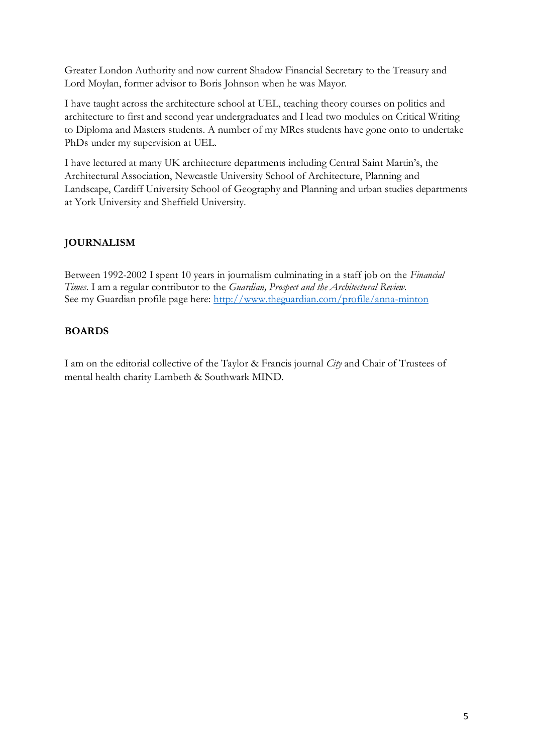Greater London Authority and now current Shadow Financial Secretary to the Treasury and Lord Moylan, former advisor to Boris Johnson when he was Mayor.

I have taught across the architecture school at UEL, teaching theory courses on politics and architecture to first and second year undergraduates and I lead two modules on Critical Writing to Diploma and Masters students. A number of my MRes students have gone onto to undertake PhDs under my supervision at UEL.

I have lectured at many UK architecture departments including Central Saint Martin's, the Architectural Association, Newcastle University School of Architecture, Planning and Landscape, Cardiff University School of Geography and Planning and urban studies departments at York University and Sheffield University.

## JOURNALISM

Between 1992-2002 I spent 10 years in journalism culminating in a staff job on the *Financial Times*. I am a regular contributor to the *Guardian, Prospect and the Architectural Review*. See my Guardian profile page here: [http://www.theguardian.com/profile/anna-minton](http://www.theguardian.com/profile/anna-minton)

## BOARDS

I am on the editorial collective of the Taylor & Francis journal *City* and Chair of Trustees of mental health charity Lambeth & Southwark MIND.